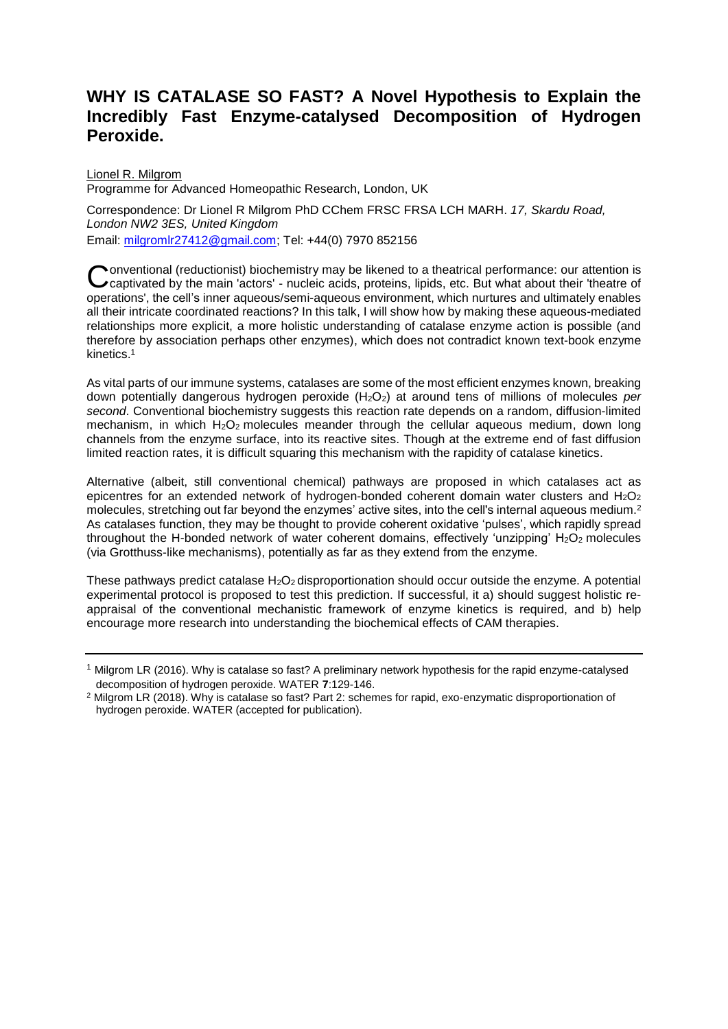# WHY IS CATALASE SO FAST? A Novel Hypothesis to Explain the Incredibly Fast Enzyme-catalysed Decomposition of Hydrogen Peroxide.

Lionel R. Milgrom

Programme for Advanced Homeopathic Research, London, UK

Correspondence: Dr Lionel R Milgrom PhD CChem FRSC FRSA LCH MARH. *17, Skardu Road, London NW2 3ES, United Kingdom*

Email: milgromlr27412@gmail.com; Tel: +44(0) 7970 852156

Conventional (reductionist) biochemistry may be likened to a theatrical performance: our attention is captivated by the main 'actors' - nucleic acids, proteins, lipids, etc. But what about their 'theatre of operations', the cell's inner aqueous/semi-aqueous environment, which nurtures and ultimately enables all their intricate coordinated reactions? In this talk, I will show how by making these aqueous-mediated relationships more explicit, a more holistic understanding of catalase enzyme action is possible (and therefore by association perhaps other enzymes), which does not contradict known text-book enzyme kinetics.[1]

As vital parts of our immune systems, catalases are some of the most efficient enzymes known, breaking down potentially dangerous hydrogen peroxide ($H_2O_2$) at around tens of millions of molecules *per second*. Conventional biochemistry suggests this reaction rate depends on a random, diffusion-limited mechanism, in which $H_2O_2$ molecules meander through the cellular aqueous medium, down long channels from the enzyme surface, into its reactive sites. Though at the extreme end of fast diffusion limited reaction rates, it is difficult squaring this mechanism with the rapidity of catalase kinetics.

Alternative (albeit, still conventional chemical) pathways are proposed in which catalases act as epicentres for an extended network of hydrogen-bonded coherent domain water clusters and $H_2O_2$ molecules, stretching out far beyond the enzymes' active sites, into the cell's internal aqueous medium.[2] As catalases function, they may be thought to provide coherent oxidative 'pulses', which rapidly spread throughout the H-bonded network of water coherent domains, effectively 'unzipping' $H_2O_2$ molecules (via Grotthuss-like mechanisms), potentially as far as they extend from the enzyme.

These pathways predict catalase $H_2O_2$ disproportionation should occur outside the enzyme. A potential experimental protocol is proposed to test this prediction. If successful, it a) should suggest holistic re-appraisal of the conventional mechanistic framework of enzyme kinetics is required, and b) help encourage more research into understanding the biochemical effects of CAM therapies.

---

[1] Milgrom LR (2016). Why is catalase so fast? A preliminary network hypothesis for the rapid enzyme-catalysed decomposition of hydrogen peroxide. WATER **7**:129-146.

[2] Milgrom LR (2018). Why is catalase so fast? Part 2: schemes for rapid, exo-enzymatic disproportionation of hydrogen peroxide. WATER (accepted for publication).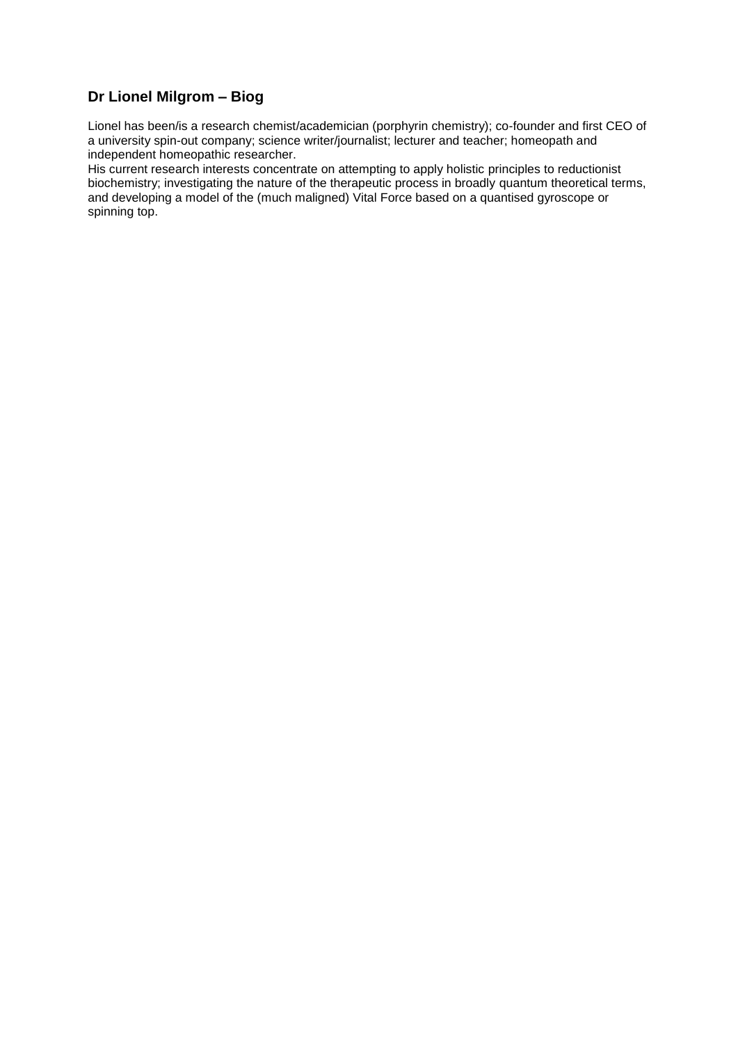## Dr Lionel Milgrom – Biog

Lionel has been/is a research chemist/academician (porphyrin chemistry); co-founder and first CEO of a university spin-out company; science writer/journalist; lecturer and teacher; homeopath and independent homeopathic researcher.

His current research interests concentrate on attempting to apply holistic principles to reductionist biochemistry; investigating the nature of the therapeutic process in broadly quantum theoretical terms, and developing a model of the (much maligned) Vital Force based on a quantised gyroscope or spinning top.